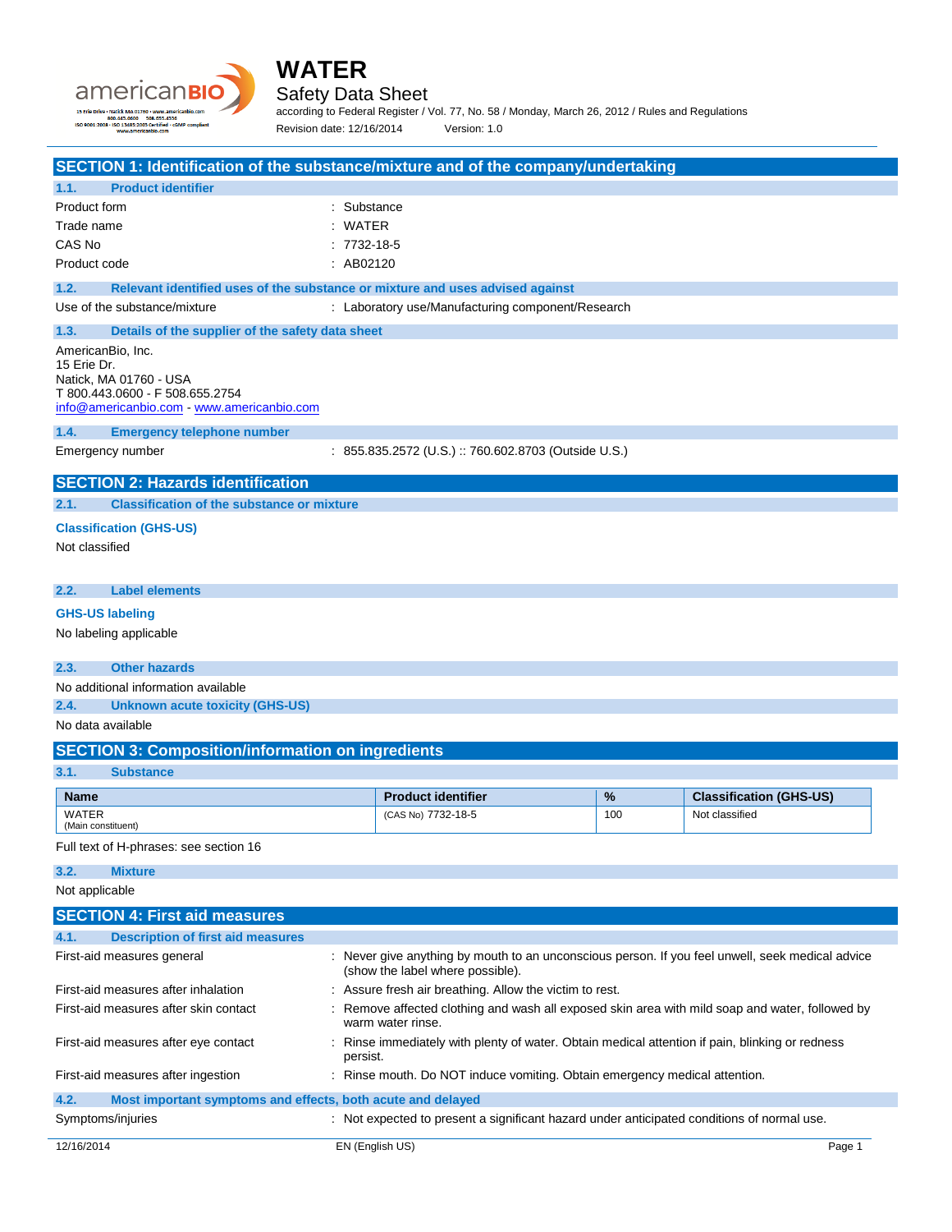# WATER

## Safety Data Sheet

according to Federal Register / Vol. 77, No. 58 / Monday, March 26, 2012 / Rules and Regulations

Revision date: 12/16/2014 Version: 1.0

## SECTION 1: Identification of the substance/mixture and of the company/undertaking

### 1.1. Product identifier

| | |
|---|---|
| Product form | : Substance |
| Trade name | : WATER |
| CAS No | : 7732-18-5 |
| Product code | : AB02120 |

### 1.2. Relevant identified uses of the substance or mixture and uses advised against

Use of the substance/mixture : Laboratory use/Manufacturing component/Research

### 1.3. Details of the supplier of the safety data sheet

AmericanBio, Inc.
15 Erie Dr.
Natick, MA 01760 - USA
T 800.443.0600 - F 508.655.2754
info@americanbio.com - www.americanbio.com

### 1.4. Emergency telephone number

Emergency number : 855.835.2572 (U.S.) :: 760.602.8703 (Outside U.S.)

## SECTION 2: Hazards identification

### 2.1. Classification of the substance or mixture

**Classification (GHS-US)**

Not classified

### 2.2. Label elements

**GHS-US labeling**

No labeling applicable

### 2.3. Other hazards

No additional information available

### 2.4. Unknown acute toxicity (GHS-US)

No data available

## SECTION 3: Composition/information on ingredients

### 3.1. Substance

| Name | Product identifier | % | Classification (GHS-US) |
|---|---|---|---|
| WATER (Main constituent) | (CAS No) 7732-18-5 | 100 | Not classified |

Full text of H-phrases: see section 16

### 3.2. Mixture

Not applicable

## SECTION 4: First aid measures

### 4.1. Description of first aid measures

| | |
|---|---|
| First-aid measures general | : Never give anything by mouth to an unconscious person. If you feel unwell, seek medical advice (show the label where possible). |
| First-aid measures after inhalation | : Assure fresh air breathing. Allow the victim to rest. |
| First-aid measures after skin contact | : Remove affected clothing and wash all exposed skin area with mild soap and water, followed by warm water rinse. |
| First-aid measures after eye contact | : Rinse immediately with plenty of water. Obtain medical attention if pain, blinking or redness persist. |
| First-aid measures after ingestion | : Rinse mouth. Do NOT induce vomiting. Obtain emergency medical attention. |

### 4.2. Most important symptoms and effects, both acute and delayed

Symptoms/injuries : Not expected to present a significant hazard under anticipated conditions of normal use.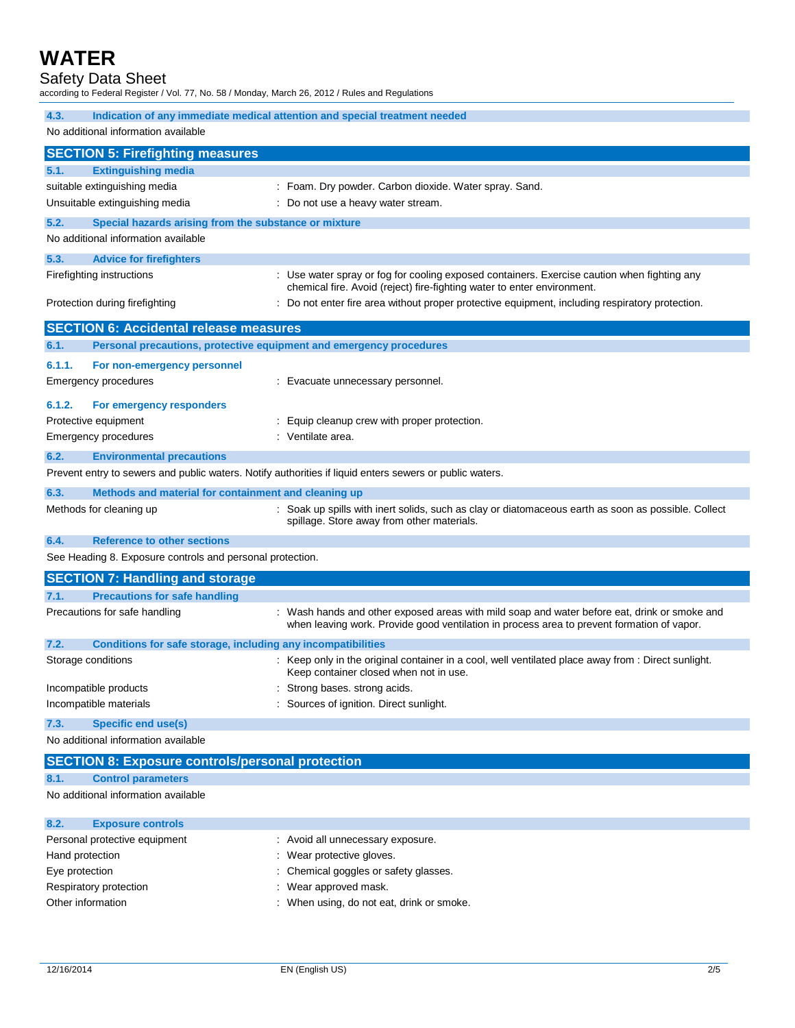### 4.3. Indication of any immediate medical attention and special treatment needed

No additional information available

## SECTION 5: Firefighting measures

### 5.1. Extinguishing media

| | |
|---|---|
| suitable extinguishing media | : Foam. Dry powder. Carbon dioxide. Water spray. Sand. |
| Unsuitable extinguishing media | : Do not use a heavy water stream. |

### 5.2. Special hazards arising from the substance or mixture

No additional information available

### 5.3. Advice for firefighters

| | |
|---|---|
| Firefighting instructions | : Use water spray or fog for cooling exposed containers. Exercise caution when fighting any chemical fire. Avoid (reject) fire-fighting water to enter environment. |
| Protection during firefighting | : Do not enter fire area without proper protective equipment, including respiratory protection. |

## SECTION 6: Accidental release measures

### 6.1. Personal precautions, protective equipment and emergency procedures

#### 6.1.1. For non-emergency personnel

| | |
|---|---|
| Emergency procedures | : Evacuate unnecessary personnel. |

#### 6.1.2. For emergency responders

| | |
|---|---|
| Protective equipment | : Equip cleanup crew with proper protection. |
| Emergency procedures | : Ventilate area. |

### 6.2. Environmental precautions

Prevent entry to sewers and public waters. Notify authorities if liquid enters sewers or public waters.

### 6.3. Methods and material for containment and cleaning up

| | |
|---|---|
| Methods for cleaning up | : Soak up spills with inert solids, such as clay or diatomaceous earth as soon as possible. Collect spillage. Store away from other materials. |

### 6.4. Reference to other sections

See Heading 8. Exposure controls and personal protection.

## SECTION 7: Handling and storage

### 7.1. Precautions for safe handling

| | |
|---|---|
| Precautions for safe handling | : Wash hands and other exposed areas with mild soap and water before eat, drink or smoke and when leaving work. Provide good ventilation in process area to prevent formation of vapor. |

### 7.2. Conditions for safe storage, including any incompatibilities

| | |
|---|---|
| Storage conditions | : Keep only in the original container in a cool, well ventilated place away from : Direct sunlight. Keep container closed when not in use. |
| Incompatible products | : Strong bases. strong acids. |
| Incompatible materials | : Sources of ignition. Direct sunlight. |

### 7.3. Specific end use(s)

No additional information available

## SECTION 8: Exposure controls/personal protection

### 8.1. Control parameters

No additional information available

### 8.2. Exposure controls

| | |
|---|---|
| Personal protective equipment | : Avoid all unnecessary exposure. |
| Hand protection | : Wear protective gloves. |
| Eye protection | : Chemical goggles or safety glasses. |
| Respiratory protection | : Wear approved mask. |
| Other information | : When using, do not eat, drink or smoke. |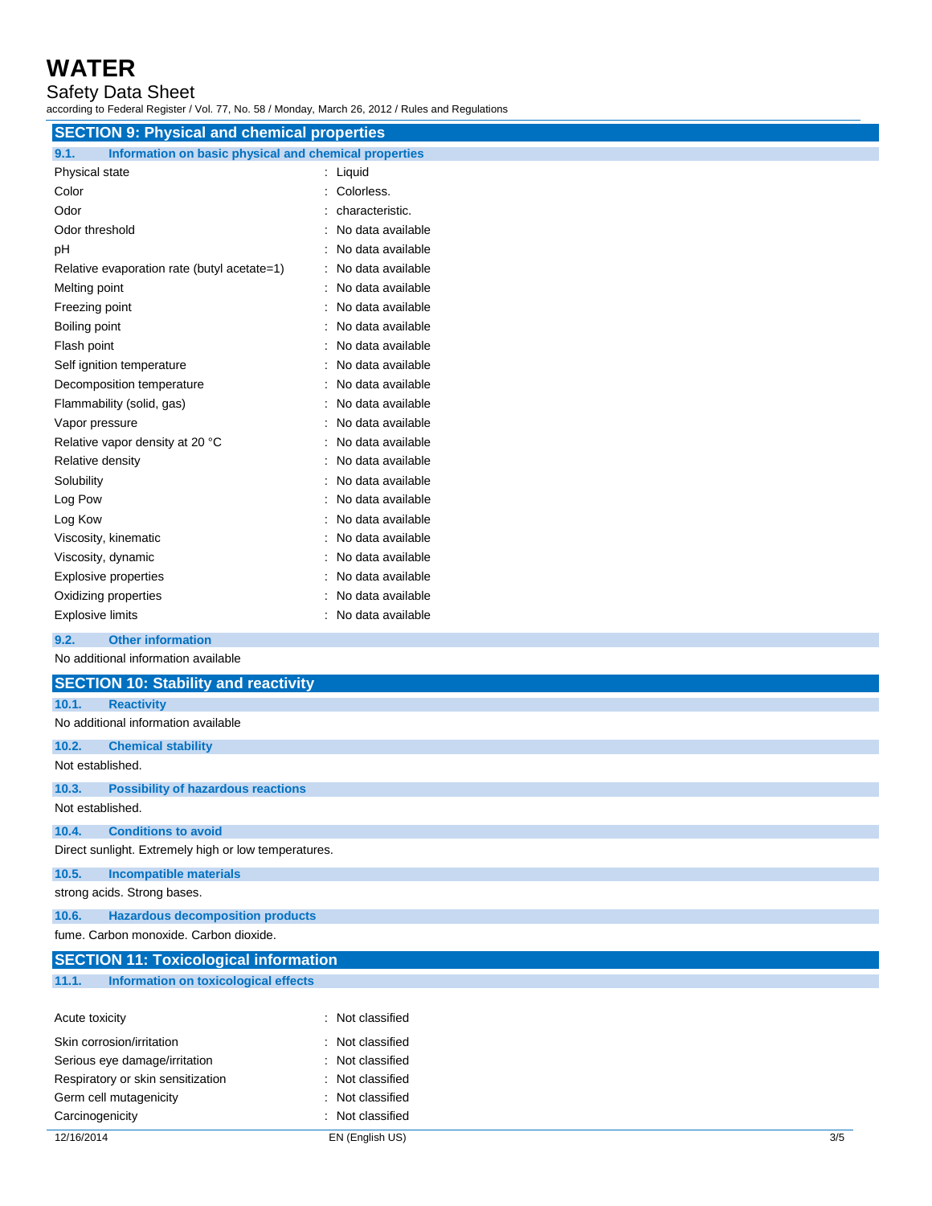## SECTION 9: Physical and chemical properties

### 9.1. Information on basic physical and chemical properties

| Property | Value |
|---|---|
| Physical state | : Liquid |
| Color | : Colorless. |
| Odor | : characteristic. |
| Odor threshold | : No data available |
| pH | : No data available |
| Relative evaporation rate (butyl acetate=1) | : No data available |
| Melting point | : No data available |
| Freezing point | : No data available |
| Boiling point | : No data available |
| Flash point | : No data available |
| Self ignition temperature | : No data available |
| Decomposition temperature | : No data available |
| Flammability (solid, gas) | : No data available |
| Vapor pressure | : No data available |
| Relative vapor density at 20 °C | : No data available |
| Relative density | : No data available |
| Solubility | : No data available |
| Log Pow | : No data available |
| Log Kow | : No data available |
| Viscosity, kinematic | : No data available |
| Viscosity, dynamic | : No data available |
| Explosive properties | : No data available |
| Oxidizing properties | : No data available |
| Explosive limits | : No data available |

### 9.2. Other information

No additional information available

## SECTION 10: Stability and reactivity

### 10.1. Reactivity

No additional information available

### 10.2. Chemical stability

Not established.

### 10.3. Possibility of hazardous reactions

Not established.

### 10.4. Conditions to avoid

Direct sunlight. Extremely high or low temperatures.

### 10.5. Incompatible materials

strong acids. Strong bases.

### 10.6. Hazardous decomposition products

fume. Carbon monoxide. Carbon dioxide.

## SECTION 11: Toxicological information

### 11.1. Information on toxicological effects

| Effect | Classification |
|---|---|
| Acute toxicity | : Not classified |
| Skin corrosion/irritation | : Not classified |
| Serious eye damage/irritation | : Not classified |
| Respiratory or skin sensitization | : Not classified |
| Germ cell mutagenicity | : Not classified |
| Carcinogenicity | : Not classified |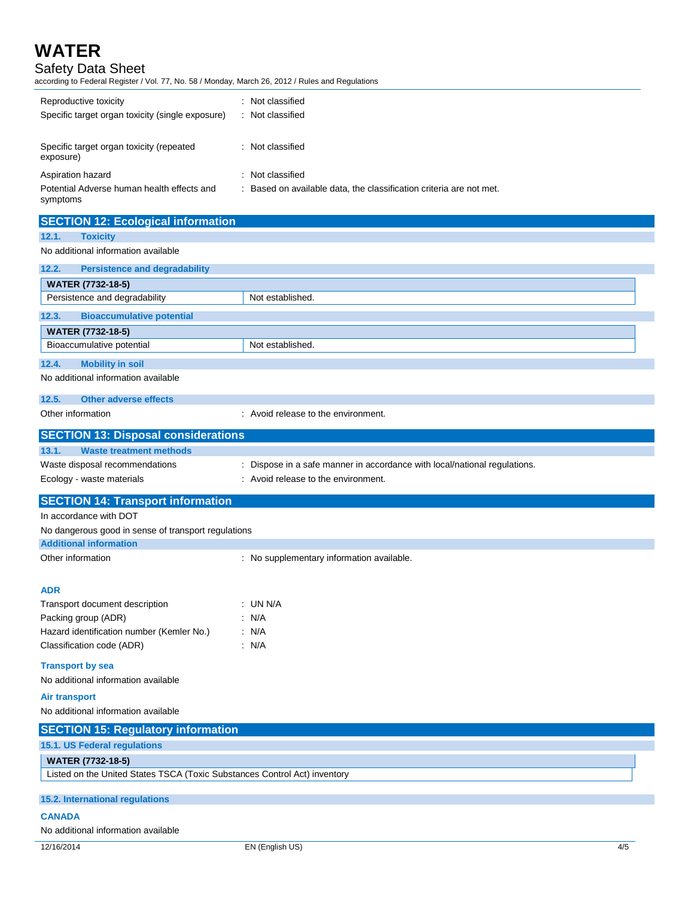| | |
|---|---|
| Reproductive toxicity | : Not classified |
| Specific target organ toxicity (single exposure) | : Not classified |
| Specific target organ toxicity (repeated exposure) | : Not classified |
| Aspiration hazard | : Not classified |
| Potential Adverse human health effects and symptoms | : Based on available data, the classification criteria are not met. |

## SECTION 12: Ecological information

### 12.1. Toxicity

No additional information available

### 12.2. Persistence and degradability

| WATER (7732-18-5) | |
|---|---|
| Persistence and degradability | Not established. |

### 12.3. Bioaccumulative potential

| WATER (7732-18-5) | |
|---|---|
| Bioaccumulative potential | Not established. |

### 12.4. Mobility in soil

No additional information available

### 12.5. Other adverse effects

Other information : Avoid release to the environment.

## SECTION 13: Disposal considerations

### 13.1. Waste treatment methods

| | |
|---|---|
| Waste disposal recommendations | : Dispose in a safe manner in accordance with local/national regulations. |
| Ecology - waste materials | : Avoid release to the environment. |

## SECTION 14: Transport information

In accordance with DOT

No dangerous good in sense of transport regulations

### Additional information

Other information : No supplementary information available.

### ADR

| | |
|---|---|
| Transport document description | : UN N/A |
| Packing group (ADR) | : N/A |
| Hazard identification number (Kemler No.) | : N/A |
| Classification code (ADR) | : N/A |

### Transport by sea

No additional information available

### Air transport

No additional information available

## SECTION 15: Regulatory information

### 15.1. US Federal regulations

| WATER (7732-18-5) |
|---|
| Listed on the United States TSCA (Toxic Substances Control Act) inventory |

### 15.2. International regulations

#### CANADA

No additional information available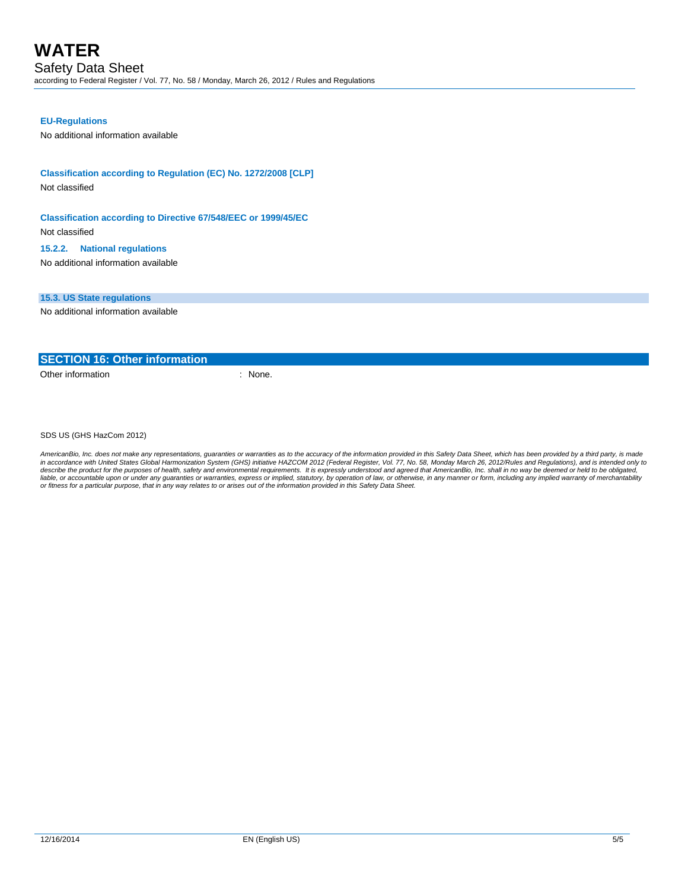**EU-Regulations**

No additional information available

**Classification according to Regulation (EC) No. 1272/2008 [CLP]**

Not classified

**Classification according to Directive 67/548/EEC or 1999/45/EC**

Not classified

**15.2.2. National regulations**

No additional information available

### 15.3. US State regulations

No additional information available

## SECTION 16: Other information

Other information : None.

SDS US (GHS HazCom 2012)

*AmericanBio, Inc. does not make any representations, guaranties or warranties as to the accuracy of the information provided in this Safety Data Sheet, which has been provided by a third party, is made in accordance with United States Global Harmonization System (GHS) initiative HAZCOM 2012 (Federal Register, Vol. 77, No. 58, Monday March 26, 2012/Rules and Regulations), and is intended only to describe the product for the purposes of health, safety and environmental requirements. It is expressly understood and agreed that AmericanBio, Inc. shall in no way be deemed or held to be obligated, liable, or accountable upon or under any guaranties or warranties, express or implied, statutory, by operation of law, or otherwise, in any manner or form, including any implied warranty of merchantability or fitness for a particular purpose, that in any way relates to or arises out of the information provided in this Safety Data Sheet.*